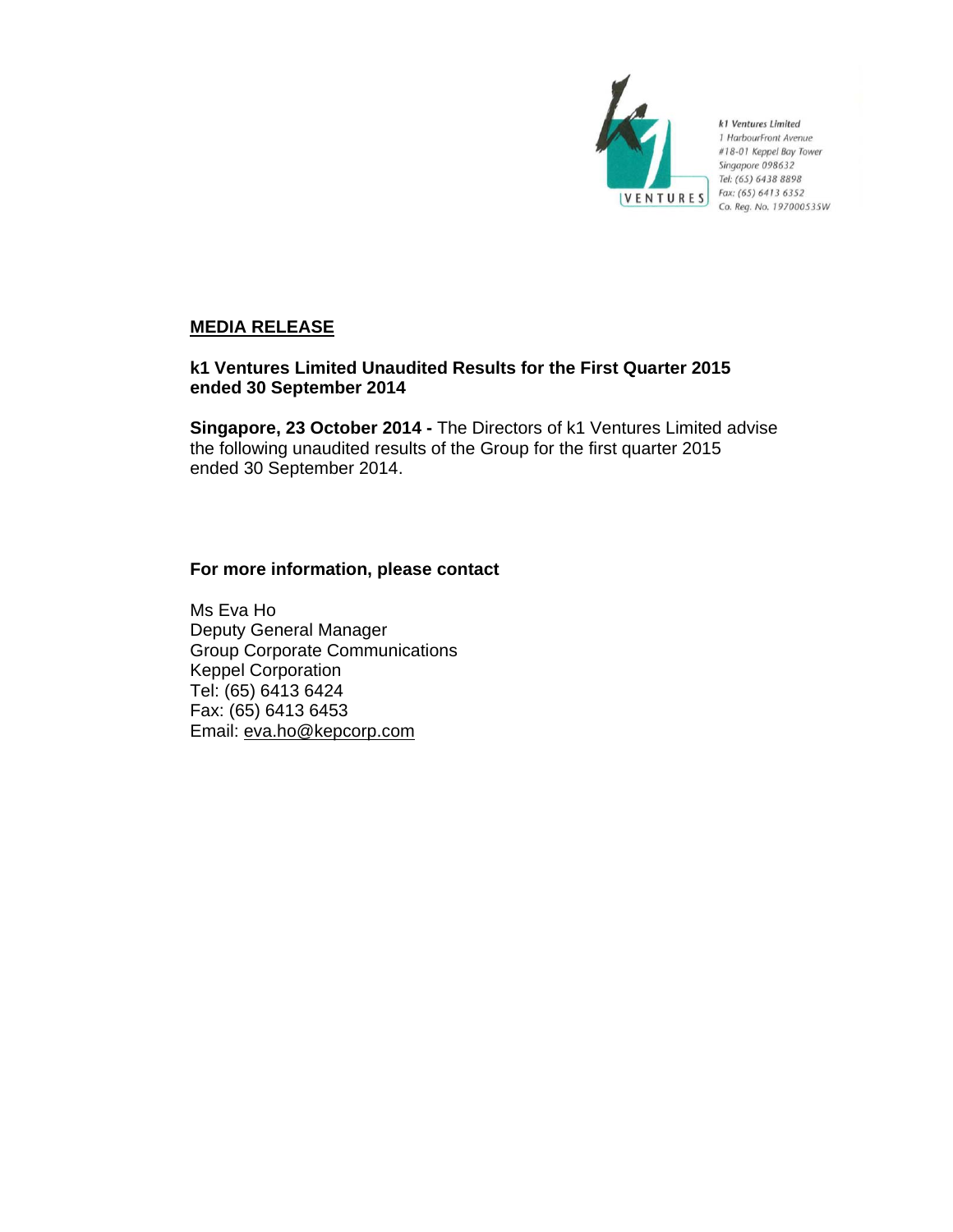k1 Ventures Limited
1 HarbourFront Avenue
#18-01 Keppel Bay Tower
Singapore 098632
Tel: (65) 6438 8898
Fax: (65) 6413 6352
Co. Reg. No. 197000535W

## MEDIA RELEASE

**k1 Ventures Limited Unaudited Results for the First Quarter 2015 ended 30 September 2014**

**Singapore, 23 October 2014 -** The Directors of k1 Ventures Limited advise the following unaudited results of the Group for the first quarter 2015 ended 30 September 2014.

**For more information, please contact**

Ms Eva Ho
Deputy General Manager
Group Corporate Communications
Keppel Corporation
Tel: (65) 6413 6424
Fax: (65) 6413 6453
Email: eva.ho@kepcorp.com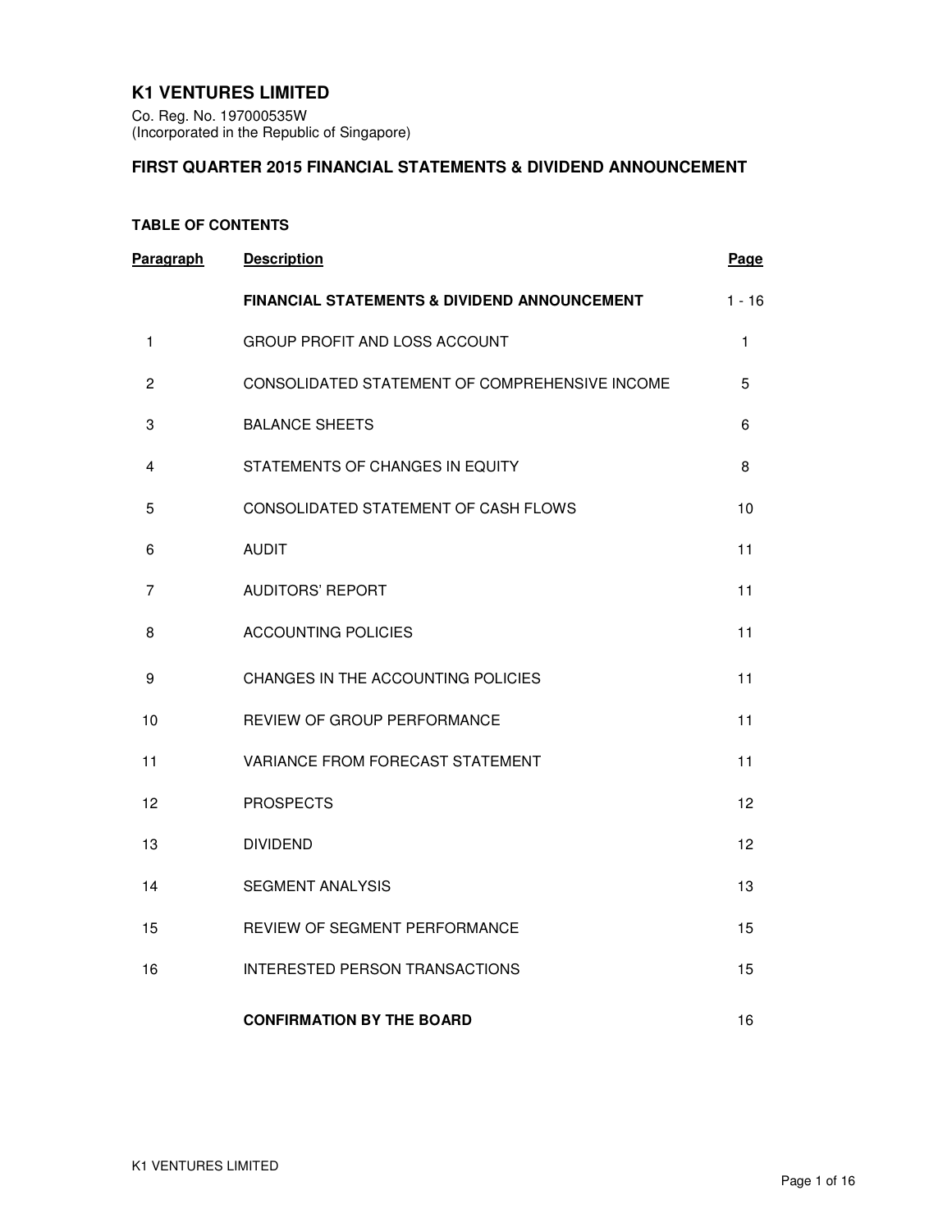# K1 VENTURES LIMITED

Co. Reg. No. 197000535W
(Incorporated in the Republic of Singapore)

## FIRST QUARTER 2015 FINANCIAL STATEMENTS & DIVIDEND ANNOUNCEMENT

### TABLE OF CONTENTS

| Paragraph | Description | Page |
|---|---|---|
| | **FINANCIAL STATEMENTS & DIVIDEND ANNOUNCEMENT** | 1 - 16 |
| 1 | GROUP PROFIT AND LOSS ACCOUNT | 1 |
| 2 | CONSOLIDATED STATEMENT OF COMPREHENSIVE INCOME | 5 |
| 3 | BALANCE SHEETS | 6 |
| 4 | STATEMENTS OF CHANGES IN EQUITY | 8 |
| 5 | CONSOLIDATED STATEMENT OF CASH FLOWS | 10 |
| 6 | AUDIT | 11 |
| 7 | AUDITORS' REPORT | 11 |
| 8 | ACCOUNTING POLICIES | 11 |
| 9 | CHANGES IN THE ACCOUNTING POLICIES | 11 |
| 10 | REVIEW OF GROUP PERFORMANCE | 11 |
| 11 | VARIANCE FROM FORECAST STATEMENT | 11 |
| 12 | PROSPECTS | 12 |
| 13 | DIVIDEND | 12 |
| 14 | SEGMENT ANALYSIS | 13 |
| 15 | REVIEW OF SEGMENT PERFORMANCE | 15 |
| 16 | INTERESTED PERSON TRANSACTIONS | 15 |
| | **CONFIRMATION BY THE BOARD** | 16 |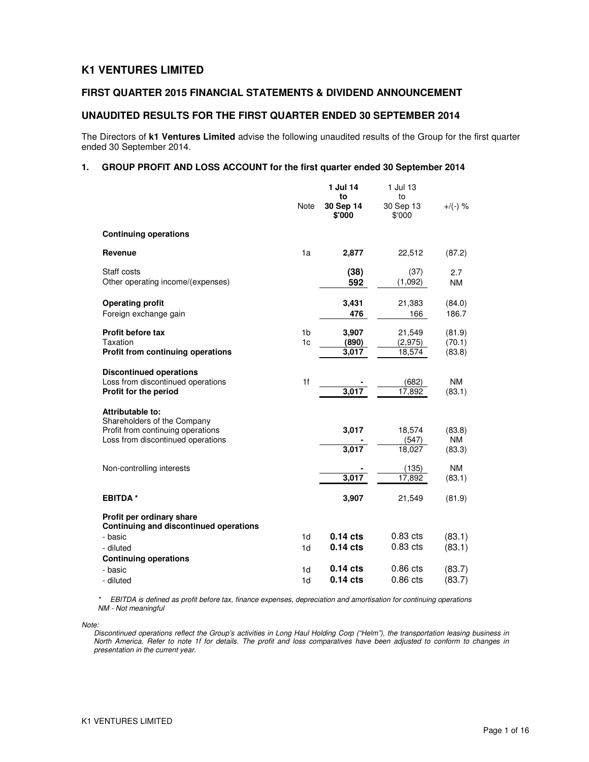# K1 VENTURES LIMITED

## FIRST QUARTER 2015 FINANCIAL STATEMENTS & DIVIDEND ANNOUNCEMENT

## UNAUDITED RESULTS FOR THE FIRST QUARTER ENDED 30 SEPTEMBER 2014

The Directors of **k1 Ventures Limited** advise the following unaudited results of the Group for the first quarter ended 30 September 2014.

### 1. GROUP PROFIT AND LOSS ACCOUNT for the first quarter ended 30 September 2014

| | Note | **1 Jul 14 to 30 Sep 14 $'000** | 1 Jul 13 to 30 Sep 13 $'000 | +/(-) % |
|---|---|---|---|---|
| **Continuing operations** | | | | |
| **Revenue** | 1a | **2,877** | 22,512 | (87.2) |
| Staff costs | | **(38)** | (37) | 2.7 |
| Other operating income/(expenses) | | **592** | (1,092) | NM |
| **Operating profit** | | **3,431** | 21,383 | (84.0) |
| Foreign exchange gain | | **476** | 166 | 186.7 |
| **Profit before tax** | 1b | **3,907** | 21,549 | (81.9) |
| Taxation | 1c | **(890)** | (2,975) | (70.1) |
| **Profit from continuing operations** | | **3,017** | 18,574 | (83.8) |
| **Discontinued operations** | | | | |
| Loss from discontinued operations | 1f | **-** | (682) | NM |
| **Profit for the period** | | **3,017** | 17,892 | (83.1) |
| **Attributable to:** | | | | |
| Shareholders of the Company | | | | |
| Profit from continuing operations | | **3,017** | 18,574 | (83.8) |
| Loss from discontinued operations | | **-** | (547) | NM |
| | | **3,017** | 18,027 | (83.3) |
| Non-controlling interests | | **-** | (135) | NM |
| | | **3,017** | 17,892 | (83.1) |
| **EBITDA \*** | | **3,907** | 21,549 | (81.9) |
| **Profit per ordinary share** | | | | |
| **Continuing and discontinued operations** | | | | |
| - basic | 1d | **0.14 cts** | 0.83 cts | (83.1) |
| - diluted | 1d | **0.14 cts** | 0.83 cts | (83.1) |
| **Continuing operations** | | | | |
| - basic | 1d | **0.14 cts** | 0.86 cts | (83.7) |
| - diluted | 1d | **0.14 cts** | 0.86 cts | (83.7) |

*\* EBITDA is defined as profit before tax, finance expenses, depreciation and amortisation for continuing operations*
*NM - Not meaningful*

*Note:*
*Discontinued operations reflect the Group's activities in Long Haul Holding Corp ("Helm"), the transportation leasing business in North America. Refer to note 1f for details. The profit and loss comparatives have been adjusted to conform to changes in presentation in the current year.*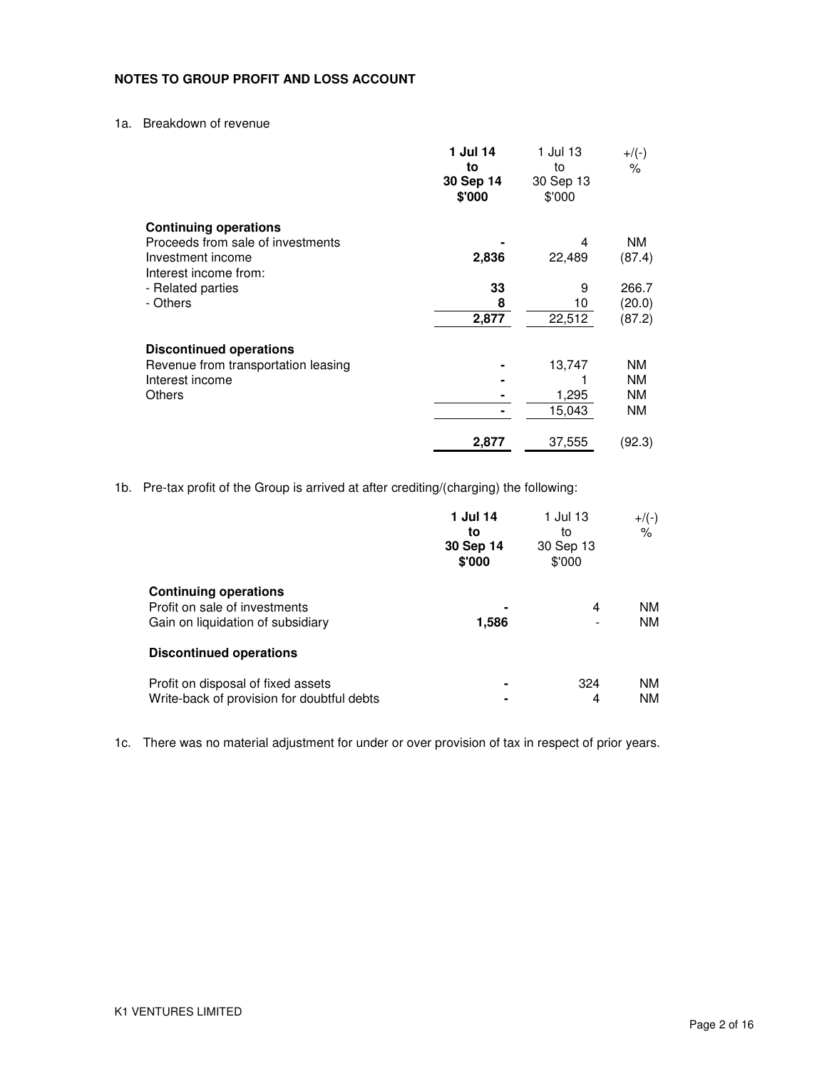## NOTES TO GROUP PROFIT AND LOSS ACCOUNT

1a. Breakdown of revenue

| | **1 Jul 14 to 30 Sep 14 $'000** | 1 Jul 13 to 30 Sep 13 $'000 | +/(-) % |
|---|---|---|---|
| **Continuing operations** | | | |
| Proceeds from sale of investments | **-** | 4 | NM |
| Investment income | **2,836** | 22,489 | (87.4) |
| Interest income from: | | | |
| - Related parties | **33** | 9 | 266.7 |
| - Others | **8** | 10 | (20.0) |
| | **2,877** | 22,512 | (87.2) |
| **Discontinued operations** | | | |
| Revenue from transportation leasing | **-** | 13,747 | NM |
| Interest income | **-** | 1 | NM |
| Others | **-** | 1,295 | NM |
| | **-** | 15,043 | NM |
| | **2,877** | 37,555 | (92.3) |

1b. Pre-tax profit of the Group is arrived at after crediting/(charging) the following:

| | **1 Jul 14 to 30 Sep 14 $'000** | 1 Jul 13 to 30 Sep 13 $'000 | +/(-) % |
|---|---|---|---|
| **Continuing operations** | | | |
| Profit on sale of investments | **-** | 4 | NM |
| Gain on liquidation of subsidiary | **1,586** | - | NM |
| **Discontinued operations** | | | |
| Profit on disposal of fixed assets | **-** | 324 | NM |
| Write-back of provision for doubtful debts | **-** | 4 | NM |

1c. There was no material adjustment for under or over provision of tax in respect of prior years.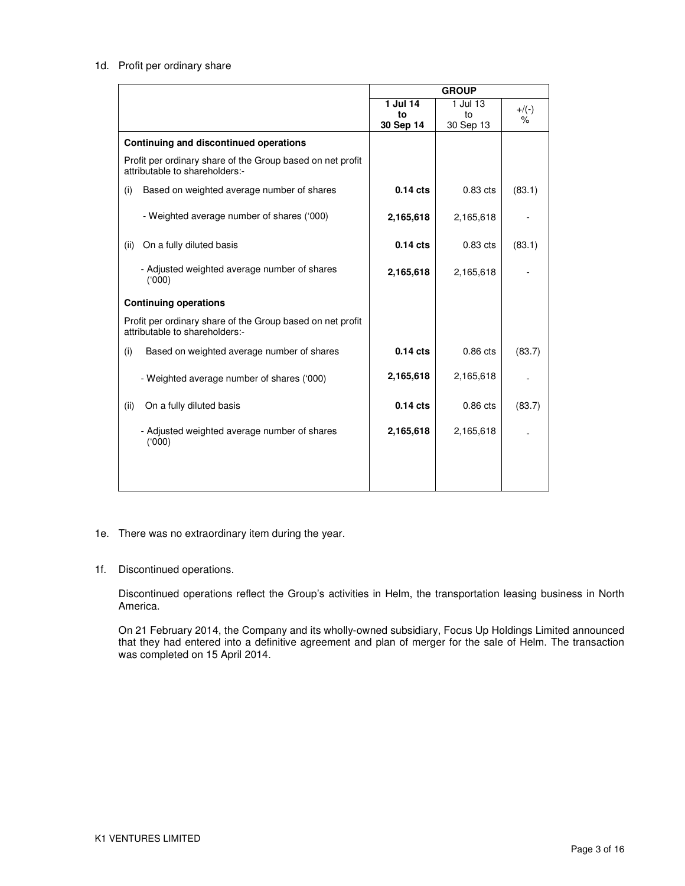1d. Profit per ordinary share

| | GROUP | | |
|---|---|---|---|
| | **1 Jul 14 to 30 Sep 14** | 1 Jul 13 to 30 Sep 13 | +/(-) % |
| **Continuing and discontinued operations** | | | |
| Profit per ordinary share of the Group based on net profit attributable to shareholders:- | | | |
| (i) Based on weighted average number of shares | **0.14 cts** | 0.83 cts | (83.1) |
| - Weighted average number of shares ('000) | **2,165,618** | 2,165,618 | - |
| (ii) On a fully diluted basis | **0.14 cts** | 0.83 cts | (83.1) |
| - Adjusted weighted average number of shares ('000) | **2,165,618** | 2,165,618 | - |
| **Continuing operations** | | | |
| Profit per ordinary share of the Group based on net profit attributable to shareholders:- | | | |
| (i) Based on weighted average number of shares | **0.14 cts** | 0.86 cts | (83.7) |
| - Weighted average number of shares ('000) | **2,165,618** | 2,165,618 | - |
| (ii) On a fully diluted basis | **0.14 cts** | 0.86 cts | (83.7) |
| - Adjusted weighted average number of shares ('000) | **2,165,618** | 2,165,618 | - |

1e. There was no extraordinary item during the year.

1f. Discontinued operations.

Discontinued operations reflect the Group's activities in Helm, the transportation leasing business in North America.

On 21 February 2014, the Company and its wholly-owned subsidiary, Focus Up Holdings Limited announced that they had entered into a definitive agreement and plan of merger for the sale of Helm. The transaction was completed on 15 April 2014.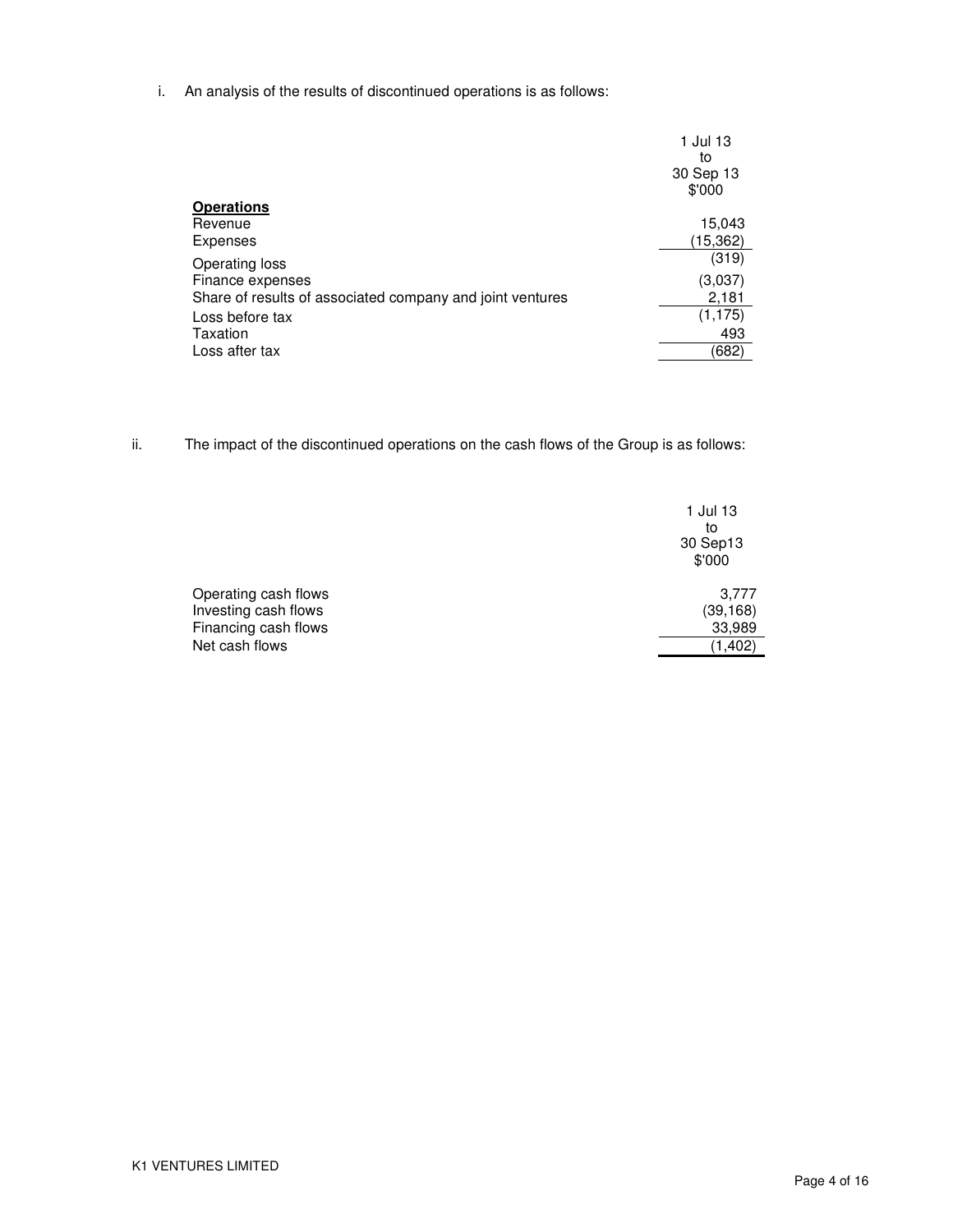i. An analysis of the results of discontinued operations is as follows:

| | 1 Jul 13 to 30 Sep 13 $'000 |
|---|---|
| **Operations** | |
| Revenue | 15,043 |
| Expenses | (15,362) |
| Operating loss | (319) |
| Finance expenses | (3,037) |
| Share of results of associated company and joint ventures | 2,181 |
| Loss before tax | (1,175) |
| Taxation | 493 |
| Loss after tax | (682) |

ii. The impact of the discontinued operations on the cash flows of the Group is as follows:

| | 1 Jul 13 to 30 Sep13 $'000 |
|---|---|
| Operating cash flows | 3,777 |
| Investing cash flows | (39,168) |
| Financing cash flows | 33,989 |
| Net cash flows | (1,402) |

K1 VENTURES LIMITED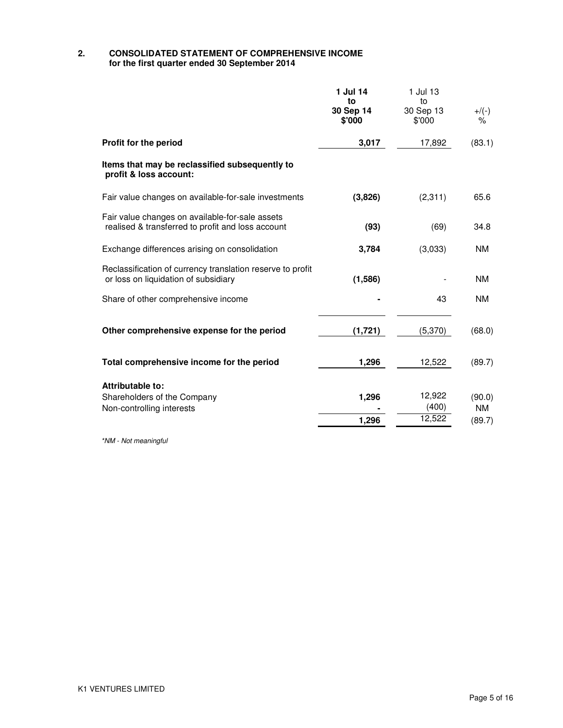## 2. CONSOLIDATED STATEMENT OF COMPREHENSIVE INCOME
**for the first quarter ended 30 September 2014**

| | **1 Jul 14 to 30 Sep 14 $'000** | 1 Jul 13 to 30 Sep 13 $'000 | +/(-) % |
|---|---|---|---|
| **Profit for the period** | **3,017** | 17,892 | (83.1) |
| **Items that may be reclassified subsequently to profit & loss account:** | | | |
| Fair value changes on available-for-sale investments | **(3,826)** | (2,311) | 65.6 |
| Fair value changes on available-for-sale assets realised & transferred to profit and loss account | **(93)** | (69) | 34.8 |
| Exchange differences arising on consolidation | **3,784** | (3,033) | NM |
| Reclassification of currency translation reserve to profit or loss on liquidation of subsidiary | **(1,586)** | - | NM |
| Share of other comprehensive income | **-** | 43 | NM |
| **Other comprehensive expense for the period** | **(1,721)** | (5,370) | (68.0) |
| **Total comprehensive income for the period** | **1,296** | 12,522 | (89.7) |
| **Attributable to:** | | | |
| Shareholders of the Company | **1,296** | 12,922 | (90.0) |
| Non-controlling interests | **-** | (400) | NM |
| | **1,296** | 12,522 | (89.7) |

*\*NM - Not meaningful*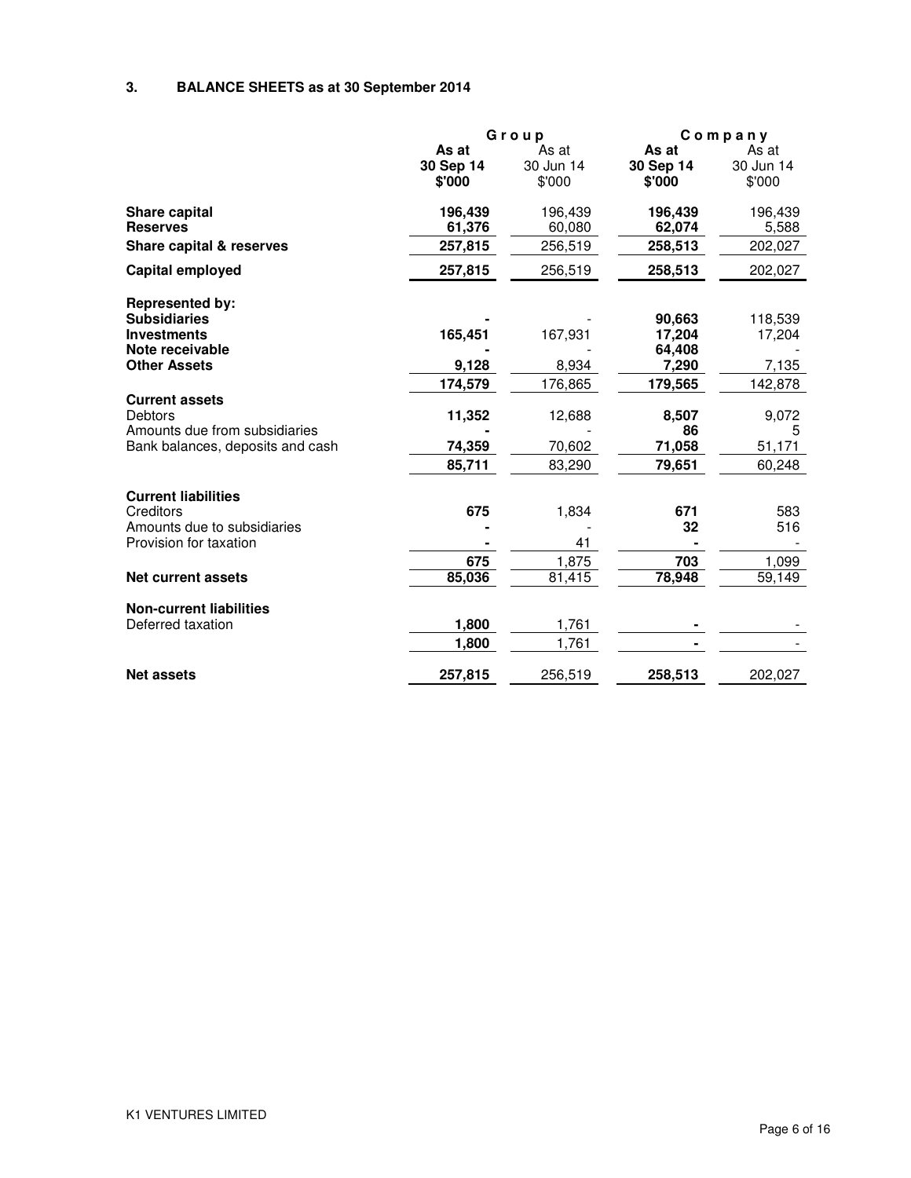### 3. BALANCE SHEETS as at 30 September 2014

| | Group | | Company | |
|---|---|---|---|---|
| | **As at 30 Sep 14 $'000** | As at 30 Jun 14 $'000 | **As at 30 Sep 14 $'000** | As at 30 Jun 14 $'000 |
| **Share capital** | **196,439** | 196,439 | **196,439** | 196,439 |
| **Reserves** | **61,376** | 60,080 | **62,074** | 5,588 |
| **Share capital & reserves** | **257,815** | 256,519 | **258,513** | 202,027 |
| **Capital employed** | **257,815** | 256,519 | **258,513** | 202,027 |
| **Represented by:** | | | | |
| **Subsidiaries** | **-** | - | **90,663** | 118,539 |
| **Investments** | **165,451** | 167,931 | **17,204** | 17,204 |
| **Note receivable** | **-** | - | **64,408** | - |
| **Other Assets** | **9,128** | 8,934 | **7,290** | 7,135 |
| | **174,579** | 176,865 | **179,565** | 142,878 |
| **Current assets** | | | | |
| Debtors | **11,352** | 12,688 | **8,507** | 9,072 |
| Amounts due from subsidiaries | **-** | - | **86** | 5 |
| Bank balances, deposits and cash | **74,359** | 70,602 | **71,058** | 51,171 |
| | **85,711** | 83,290 | **79,651** | 60,248 |
| **Current liabilities** | | | | |
| Creditors | **675** | 1,834 | **671** | 583 |
| Amounts due to subsidiaries | **-** | - | **32** | 516 |
| Provision for taxation | **-** | 41 | **-** | - |
| | **675** | 1,875 | **703** | 1,099 |
| **Net current assets** | **85,036** | 81,415 | **78,948** | 59,149 |
| **Non-current liabilities** | | | | |
| Deferred taxation | **1,800** | 1,761 | **-** | - |
| | **1,800** | 1,761 | **-** | - |
| **Net assets** | **257,815** | 256,519 | **258,513** | 202,027 |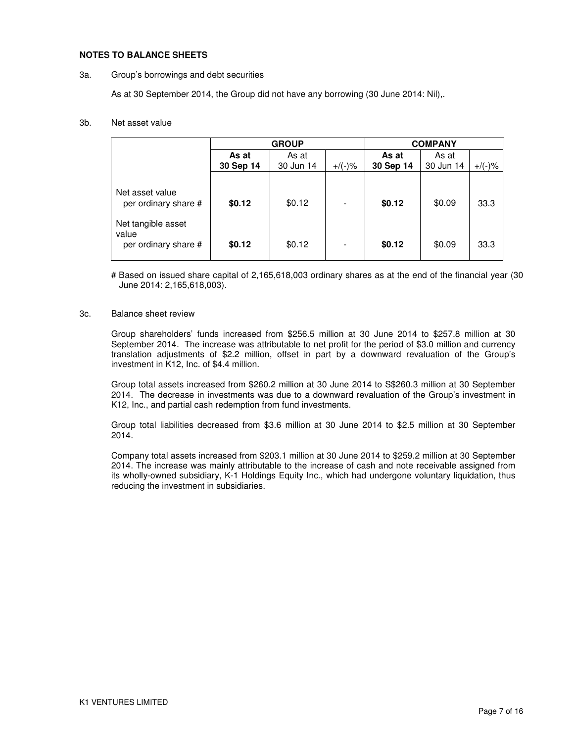**NOTES TO BALANCE SHEETS**

3a. Group's borrowings and debt securities

As at 30 September 2014, the Group did not have any borrowing (30 June 2014: Nil),.

3b. Net asset value

| | GROUP | | | COMPANY | | |
|---|---|---|---|---|---|---|
| | **As at 30 Sep 14** | As at 30 Jun 14 | +/(-)% | **As at 30 Sep 14** | As at 30 Jun 14 | +/(-)% |
| Net asset value per ordinary share # | **$0.12** | $0.12 | - | **$0.12** | $0.09 | 33.3 |
| Net tangible asset value per ordinary share # | **$0.12** | $0.12 | - | **$0.12** | $0.09 | 33.3 |

# Based on issued share capital of 2,165,618,003 ordinary shares as at the end of the financial year (30 June 2014: 2,165,618,003).

3c. Balance sheet review

Group shareholders' funds increased from $256.5 million at 30 June 2014 to $257.8 million at 30 September 2014. The increase was attributable to net profit for the period of $3.0 million and currency translation adjustments of $2.2 million, offset in part by a downward revaluation of the Group's investment in K12, Inc. of $4.4 million.

Group total assets increased from $260.2 million at 30 June 2014 to S$260.3 million at 30 September 2014. The decrease in investments was due to a downward revaluation of the Group's investment in K12, Inc., and partial cash redemption from fund investments.

Group total liabilities decreased from $3.6 million at 30 June 2014 to $2.5 million at 30 September 2014.

Company total assets increased from $203.1 million at 30 June 2014 to $259.2 million at 30 September 2014. The increase was mainly attributable to the increase of cash and note receivable assigned from its wholly-owned subsidiary, K-1 Holdings Equity Inc., which had undergone voluntary liquidation, thus reducing the investment in subsidiaries.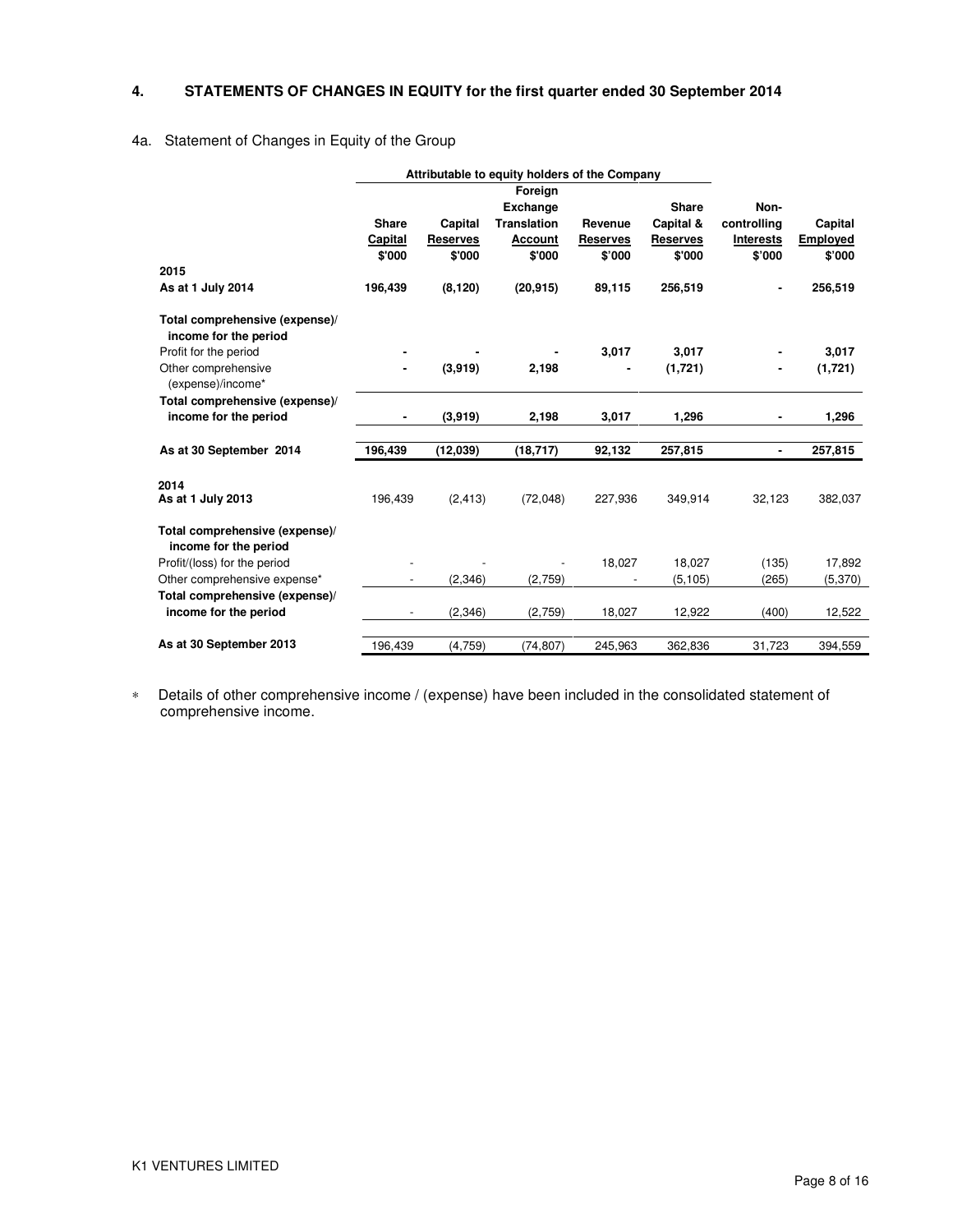## 4. STATEMENTS OF CHANGES IN EQUITY for the first quarter ended 30 September 2014

### 4a. Statement of Changes in Equity of the Group

| | Attributable to equity holders of the Company | | | | | | |
|---|---|---|---|---|---|---|---|
| | Share Capital $'000 | Capital Reserves $'000 | Foreign Exchange Translation Account $'000 | Revenue Reserves $'000 | Share Capital & Reserves $'000 | Non-controlling Interests $'000 | Capital Employed $'000 |
| **2015** | | | | | | | |
| **As at 1 July 2014** | **196,439** | **(8,120)** | **(20,915)** | **89,115** | **256,519** | **-** | **256,519** |
| **Total comprehensive (expense)/ income for the period** | | | | | | | |
| Profit for the period | **-** | **-** | **-** | **3,017** | **3,017** | **-** | **3,017** |
| Other comprehensive (expense)/income* | **-** | **(3,919)** | **2,198** | **-** | **(1,721)** | **-** | **(1,721)** |
| **Total comprehensive (expense)/ income for the period** | **-** | **(3,919)** | **2,198** | **3,017** | **1,296** | **-** | **1,296** |
| **As at 30 September 2014** | **196,439** | **(12,039)** | **(18,717)** | **92,132** | **257,815** | **-** | **257,815** |
| **2014** | | | | | | | |
| **As at 1 July 2013** | 196,439 | (2,413) | (72,048) | 227,936 | 349,914 | 32,123 | 382,037 |
| **Total comprehensive (expense)/ income for the period** | | | | | | | |
| Profit/(loss) for the period | - | - | - | 18,027 | 18,027 | (135) | 17,892 |
| Other comprehensive expense* | - | (2,346) | (2,759) | - | (5,105) | (265) | (5,370) |
| **Total comprehensive (expense)/ income for the period** | - | (2,346) | (2,759) | 18,027 | 12,922 | (400) | 12,522 |
| **As at 30 September 2013** | 196,439 | (4,759) | (74,807) | 245,963 | 362,836 | 31,723 | 394,559 |

\* Details of other comprehensive income / (expense) have been included in the consolidated statement of comprehensive income.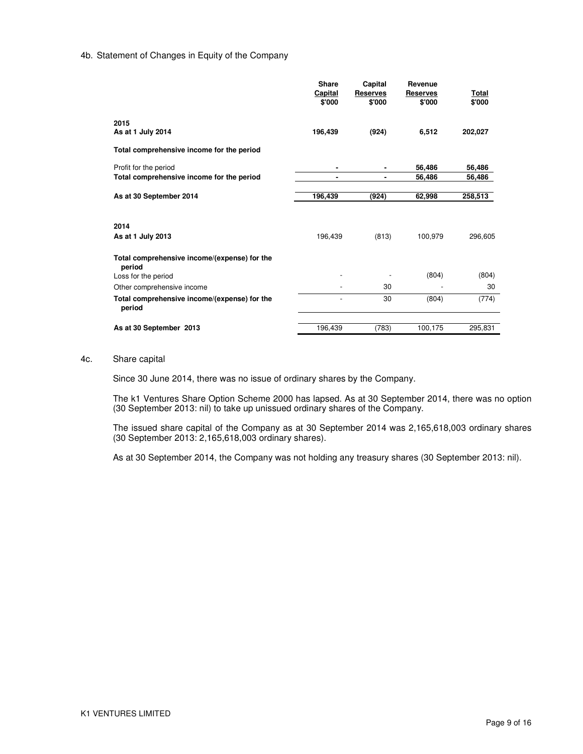4b. Statement of Changes in Equity of the Company

| | Share Capital $'000 | Capital Reserves $'000 | Revenue Reserves $'000 | Total $'000 |
|---|---|---|---|---|
| **2015** | | | | |
| **As at 1 July 2014** | **196,439** | **(924)** | **6,512** | **202,027** |
| **Total comprehensive income for the period** | | | | |
| Profit for the period | **-** | **-** | **56,486** | **56,486** |
| **Total comprehensive income for the period** | **-** | **-** | **56,486** | **56,486** |
| **As at 30 September 2014** | **196,439** | **(924)** | **62,998** | **258,513** |
| | | | | |
| **2014** | | | | |
| **As at 1 July 2013** | 196,439 | (813) | 100,979 | 296,605 |
| **Total comprehensive income/(expense) for the period** | | | | |
| Loss for the period | - | - | (804) | (804) |
| Other comprehensive income | - | 30 | - | 30 |
| **Total comprehensive income/(expense) for the period** | - | 30 | (804) | (774) |
| **As at 30 September 2013** | 196,439 | (783) | 100,175 | 295,831 |

4c. Share capital

Since 30 June 2014, there was no issue of ordinary shares by the Company.

The k1 Ventures Share Option Scheme 2000 has lapsed. As at 30 September 2014, there was no option (30 September 2013: nil) to take up unissued ordinary shares of the Company.

The issued share capital of the Company as at 30 September 2014 was 2,165,618,003 ordinary shares (30 September 2013: 2,165,618,003 ordinary shares).

As at 30 September 2014, the Company was not holding any treasury shares (30 September 2013: nil).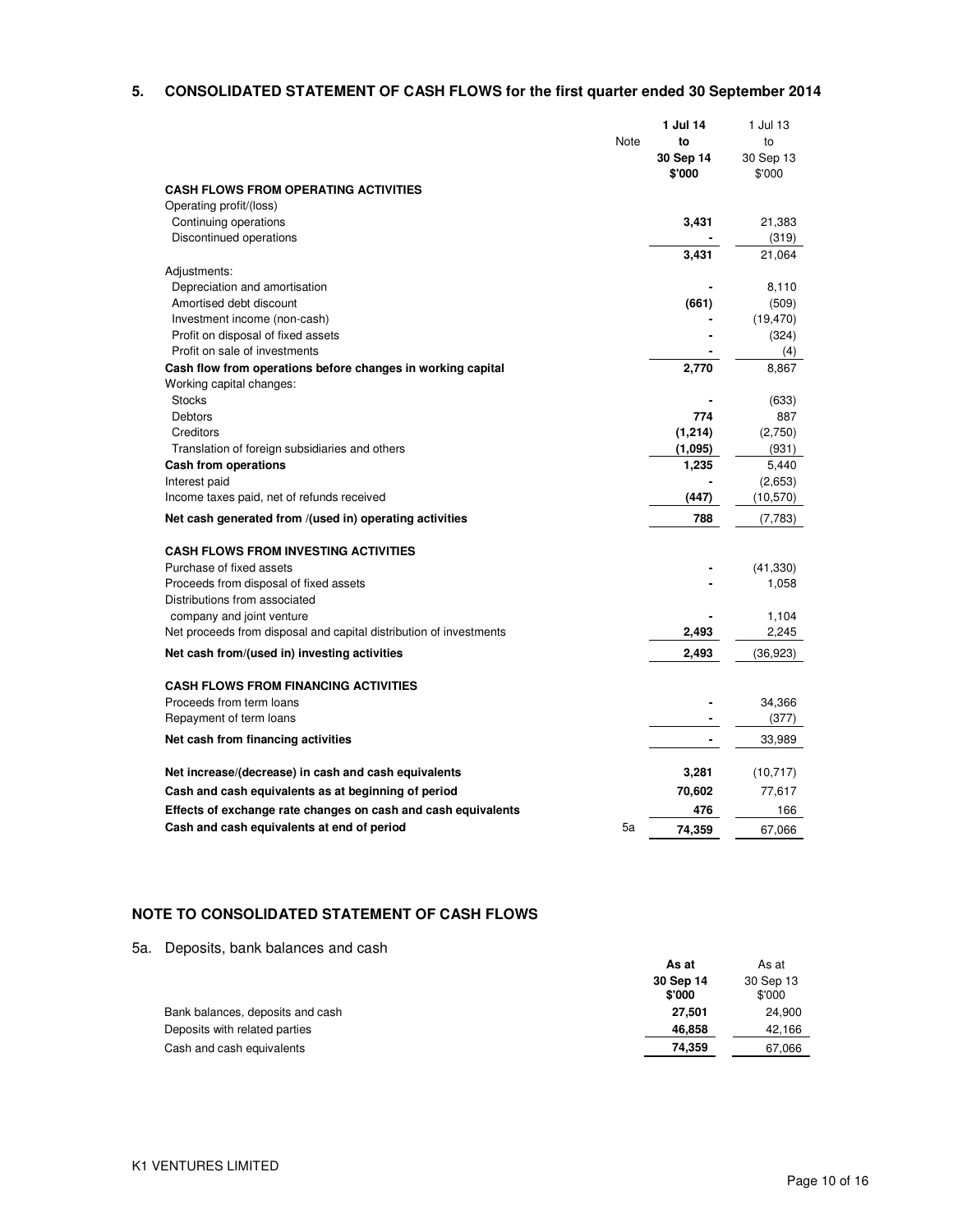## 5. CONSOLIDATED STATEMENT OF CASH FLOWS for the first quarter ended 30 September 2014

| | Note | **1 Jul 14 to 30 Sep 14 $'000** | 1 Jul 13 to 30 Sep 13 $'000 |
|---|---|---|---|
| **CASH FLOWS FROM OPERATING ACTIVITIES** | | | |
| Operating profit/(loss) | | | |
| Continuing operations | | **3,431** | 21,383 |
| Discontinued operations | | **-** | (319) |
| | | **3,431** | 21,064 |
| Adjustments: | | | |
| Depreciation and amortisation | | **-** | 8,110 |
| Amortised debt discount | | **(661)** | (509) |
| Investment income (non-cash) | | **-** | (19,470) |
| Profit on disposal of fixed assets | | **-** | (324) |
| Profit on sale of investments | | **-** | (4) |
| **Cash flow from operations before changes in working capital** | | **2,770** | 8,867 |
| Working capital changes: | | | |
| Stocks | | **-** | (633) |
| Debtors | | **774** | 887 |
| Creditors | | **(1,214)** | (2,750) |
| Translation of foreign subsidiaries and others | | **(1,095)** | (931) |
| **Cash from operations** | | **1,235** | 5,440 |
| Interest paid | | **-** | (2,653) |
| Income taxes paid, net of refunds received | | **(447)** | (10,570) |
| **Net cash generated from /(used in) operating activities** | | **788** | (7,783) |
| **CASH FLOWS FROM INVESTING ACTIVITIES** | | | |
| Purchase of fixed assets | | **-** | (41,330) |
| Proceeds from disposal of fixed assets | | **-** | 1,058 |
| Distributions from associated company and joint venture | | **-** | 1,104 |
| Net proceeds from disposal and capital distribution of investments | | **2,493** | 2,245 |
| **Net cash from/(used in) investing activities** | | **2,493** | (36,923) |
| **CASH FLOWS FROM FINANCING ACTIVITIES** | | | |
| Proceeds from term loans | | **-** | 34,366 |
| Repayment of term loans | | **-** | (377) |
| **Net cash from financing activities** | | **-** | 33,989 |
| **Net increase/(decrease) in cash and cash equivalents** | | **3,281** | (10,717) |
| **Cash and cash equivalents as at beginning of period** | | **70,602** | 77,617 |
| **Effects of exchange rate changes on cash and cash equivalents** | | **476** | 166 |
| **Cash and cash equivalents at end of period** | 5a | **74,359** | 67,066 |

### NOTE TO CONSOLIDATED STATEMENT OF CASH FLOWS

5a. Deposits, bank balances and cash

| | **As at 30 Sep 14 $'000** | As at 30 Sep 13 $'000 |
|---|---|---|
| Bank balances, deposits and cash | **27,501** | 24,900 |
| Deposits with related parties | **46,858** | 42,166 |
| Cash and cash equivalents | **74,359** | 67,066 |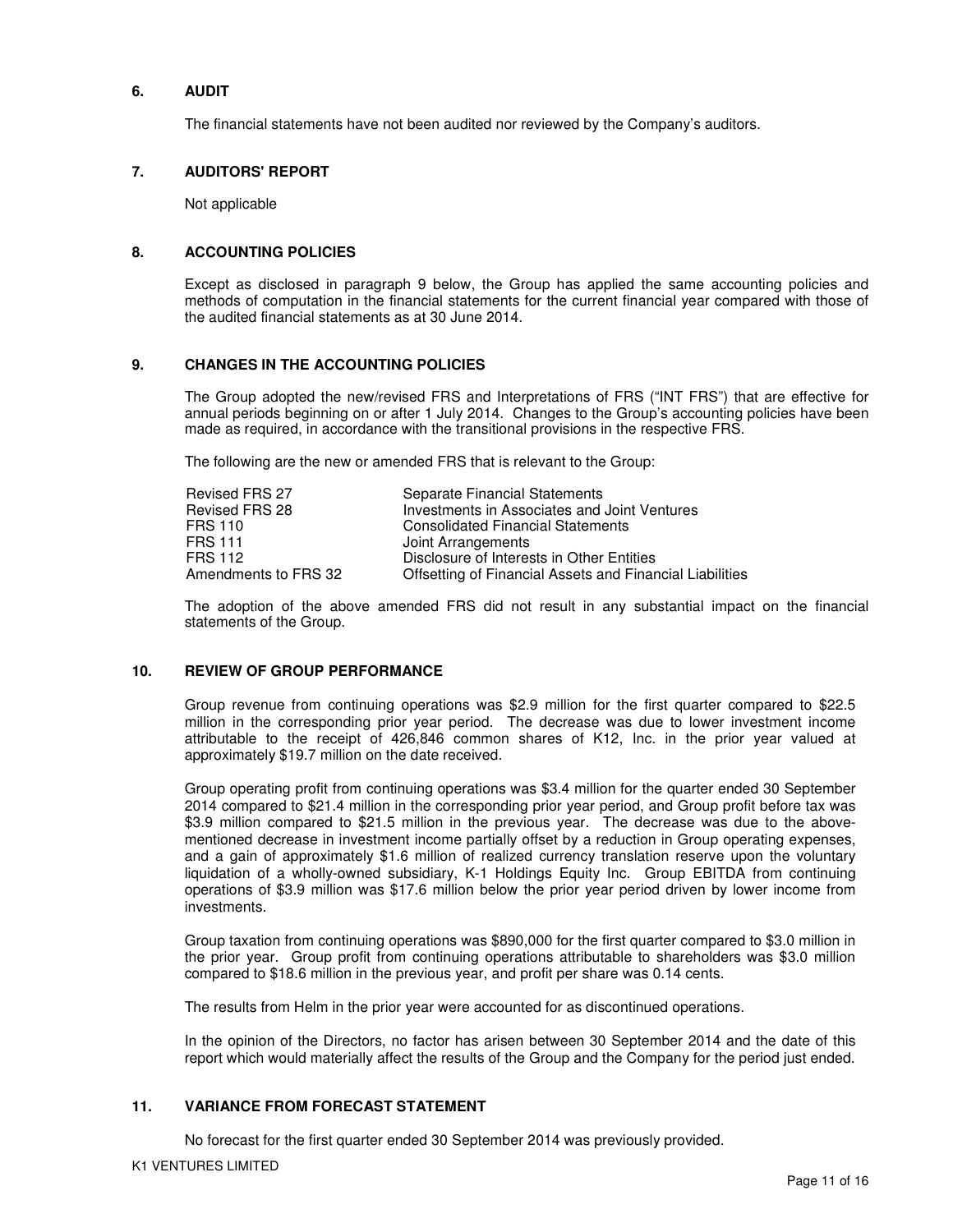## 6. AUDIT

The financial statements have not been audited nor reviewed by the Company's auditors.

## 7. AUDITORS' REPORT

Not applicable

## 8. ACCOUNTING POLICIES

Except as disclosed in paragraph 9 below, the Group has applied the same accounting policies and methods of computation in the financial statements for the current financial year compared with those of the audited financial statements as at 30 June 2014.

## 9. CHANGES IN THE ACCOUNTING POLICIES

The Group adopted the new/revised FRS and Interpretations of FRS ("INT FRS") that are effective for annual periods beginning on or after 1 July 2014. Changes to the Group's accounting policies have been made as required, in accordance with the transitional provisions in the respective FRS.

The following are the new or amended FRS that is relevant to the Group:

| | |
|---|---|
| Revised FRS 27 | Separate Financial Statements |
| Revised FRS 28 | Investments in Associates and Joint Ventures |
| FRS 110 | Consolidated Financial Statements |
| FRS 111 | Joint Arrangements |
| FRS 112 | Disclosure of Interests in Other Entities |
| Amendments to FRS 32 | Offsetting of Financial Assets and Financial Liabilities |

The adoption of the above amended FRS did not result in any substantial impact on the financial statements of the Group.

## 10. REVIEW OF GROUP PERFORMANCE

Group revenue from continuing operations was $2.9 million for the first quarter compared to $22.5 million in the corresponding prior year period. The decrease was due to lower investment income attributable to the receipt of 426,846 common shares of K12, Inc. in the prior year valued at approximately $19.7 million on the date received.

Group operating profit from continuing operations was $3.4 million for the quarter ended 30 September 2014 compared to $21.4 million in the corresponding prior year period, and Group profit before tax was $3.9 million compared to $21.5 million in the previous year. The decrease was due to the above-mentioned decrease in investment income partially offset by a reduction in Group operating expenses, and a gain of approximately $1.6 million of realized currency translation reserve upon the voluntary liquidation of a wholly-owned subsidiary, K-1 Holdings Equity Inc. Group EBITDA from continuing operations of $3.9 million was $17.6 million below the prior year period driven by lower income from investments.

Group taxation from continuing operations was $890,000 for the first quarter compared to $3.0 million in the prior year. Group profit from continuing operations attributable to shareholders was $3.0 million compared to $18.6 million in the previous year, and profit per share was 0.14 cents.

The results from Helm in the prior year were accounted for as discontinued operations.

In the opinion of the Directors, no factor has arisen between 30 September 2014 and the date of this report which would materially affect the results of the Group and the Company for the period just ended.

## 11. VARIANCE FROM FORECAST STATEMENT

No forecast for the first quarter ended 30 September 2014 was previously provided.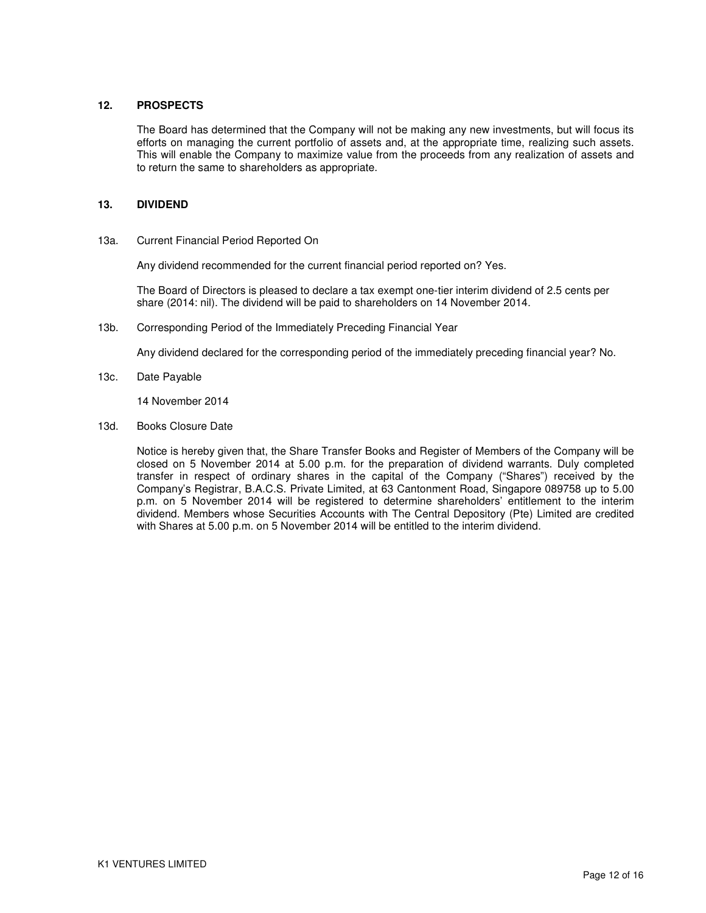## 12. PROSPECTS

The Board has determined that the Company will not be making any new investments, but will focus its efforts on managing the current portfolio of assets and, at the appropriate time, realizing such assets. This will enable the Company to maximize value from the proceeds from any realization of assets and to return the same to shareholders as appropriate.

## 13. DIVIDEND

13a. Current Financial Period Reported On

Any dividend recommended for the current financial period reported on? Yes.

The Board of Directors is pleased to declare a tax exempt one-tier interim dividend of 2.5 cents per share (2014: nil). The dividend will be paid to shareholders on 14 November 2014.

13b. Corresponding Period of the Immediately Preceding Financial Year

Any dividend declared for the corresponding period of the immediately preceding financial year? No.

13c. Date Payable

14 November 2014

13d. Books Closure Date

Notice is hereby given that, the Share Transfer Books and Register of Members of the Company will be closed on 5 November 2014 at 5.00 p.m. for the preparation of dividend warrants. Duly completed transfer in respect of ordinary shares in the capital of the Company ("Shares") received by the Company's Registrar, B.A.C.S. Private Limited, at 63 Cantonment Road, Singapore 089758 up to 5.00 p.m. on 5 November 2014 will be registered to determine shareholders' entitlement to the interim dividend. Members whose Securities Accounts with The Central Depository (Pte) Limited are credited with Shares at 5.00 p.m. on 5 November 2014 will be entitled to the interim dividend.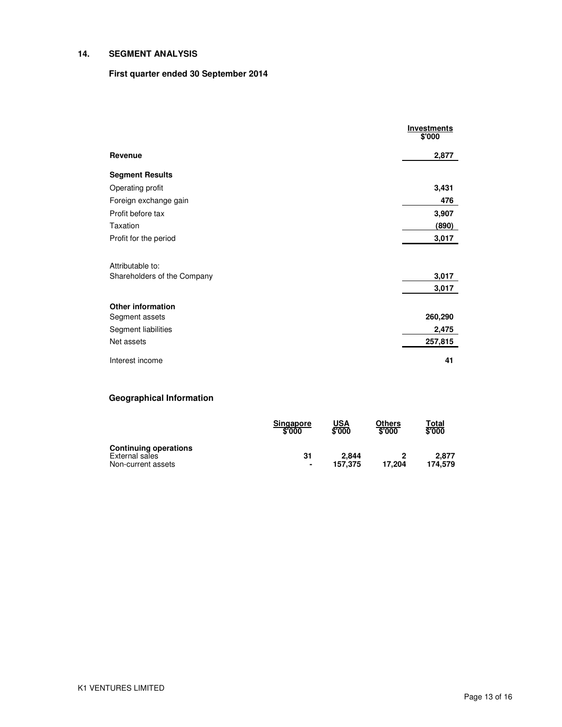## 14. SEGMENT ANALYSIS

### First quarter ended 30 September 2014

| | Investments $'000 |
|---|---|
| **Revenue** | 2,877 |
| **Segment Results** | |
| Operating profit | 3,431 |
| Foreign exchange gain | 476 |
| Profit before tax | 3,907 |
| Taxation | (890) |
| Profit for the period | 3,017 |
| | |
| Attributable to: | |
| Shareholders of the Company | 3,017 |
| | 3,017 |
| **Other information** | |
| Segment assets | 260,290 |
| Segment liabilities | 2,475 |
| Net assets | 257,815 |
| Interest income | 41 |

### Geographical Information

| | Singapore $'000 | USA $'000 | Others $'000 | Total $'000 |
|---|---|---|---|---|
| **Continuing operations** | | | | |
| External sales | 31 | 2,844 | 2 | 2,877 |
| Non-current assets | - | 157,375 | 17,204 | 174,579 |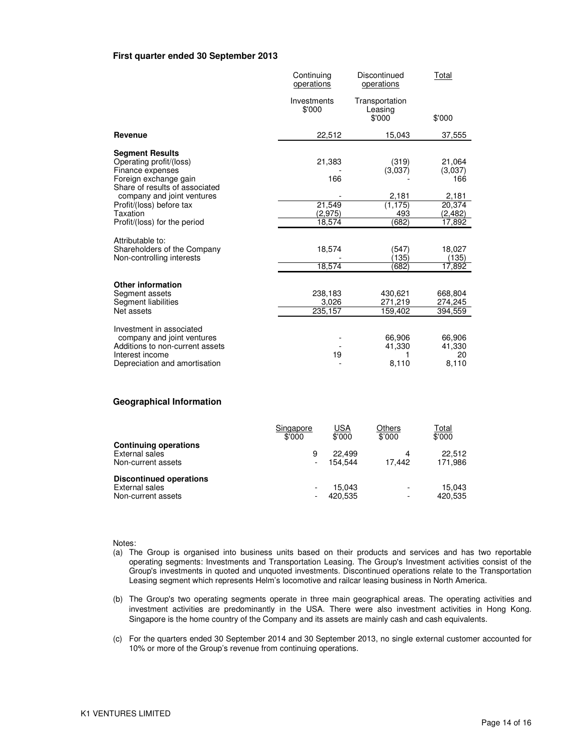**First quarter ended 30 September 2013**

| | Continuing operations | Discontinued operations | Total |
|---|---|---|---|
| | Investments $'000 | Transportation Leasing $'000 | $'000 |
| **Revenue** | 22,512 | 15,043 | 37,555 |
| **Segment Results** | | | |
| Operating profit/(loss) | 21,383 | (319) | 21,064 |
| Finance expenses | - | (3,037) | (3,037) |
| Foreign exchange gain | 166 | - | 166 |
| Share of results of associated company and joint ventures | - | 2,181 | 2,181 |
| Profit/(loss) before tax | 21,549 | (1,175) | 20,374 |
| Taxation | (2,975) | 493 | (2,482) |
| Profit/(loss) for the period | 18,574 | (682) | 17,892 |
| Attributable to: | | | |
| Shareholders of the Company | 18,574 | (547) | 18,027 |
| Non-controlling interests | - | (135) | (135) |
| | 18,574 | (682) | 17,892 |
| **Other information** | | | |
| Segment assets | 238,183 | 430,621 | 668,804 |
| Segment liabilities | 3,026 | 271,219 | 274,245 |
| Net assets | 235,157 | 159,402 | 394,559 |
| Investment in associated company and joint ventures | - | 66,906 | 66,906 |
| Additions to non-current assets | - | 41,330 | 41,330 |
| Interest income | 19 | 1 | 20 |
| Depreciation and amortisation | - | 8,110 | 8,110 |

**Geographical Information**

| | Singapore $'000 | USA $'000 | Others $'000 | Total $'000 |
|---|---|---|---|---|
| **Continuing operations** | | | | |
| External sales | 9 | 22,499 | 4 | 22,512 |
| Non-current assets | - | 154,544 | 17,442 | 171,986 |
| **Discontinued operations** | | | | |
| External sales | - | 15,043 | - | 15,043 |
| Non-current assets | - | 420,535 | - | 420,535 |

Notes:

(a) The Group is organised into business units based on their products and services and has two reportable operating segments: Investments and Transportation Leasing. The Group's Investment activities consist of the Group's investments in quoted and unquoted investments. Discontinued operations relate to the Transportation Leasing segment which represents Helm's locomotive and railcar leasing business in North America.

(b) The Group's two operating segments operate in three main geographical areas. The operating activities and investment activities are predominantly in the USA. There were also investment activities in Hong Kong. Singapore is the home country of the Company and its assets are mainly cash and cash equivalents.

(c) For the quarters ended 30 September 2014 and 30 September 2013, no single external customer accounted for 10% or more of the Group's revenue from continuing operations.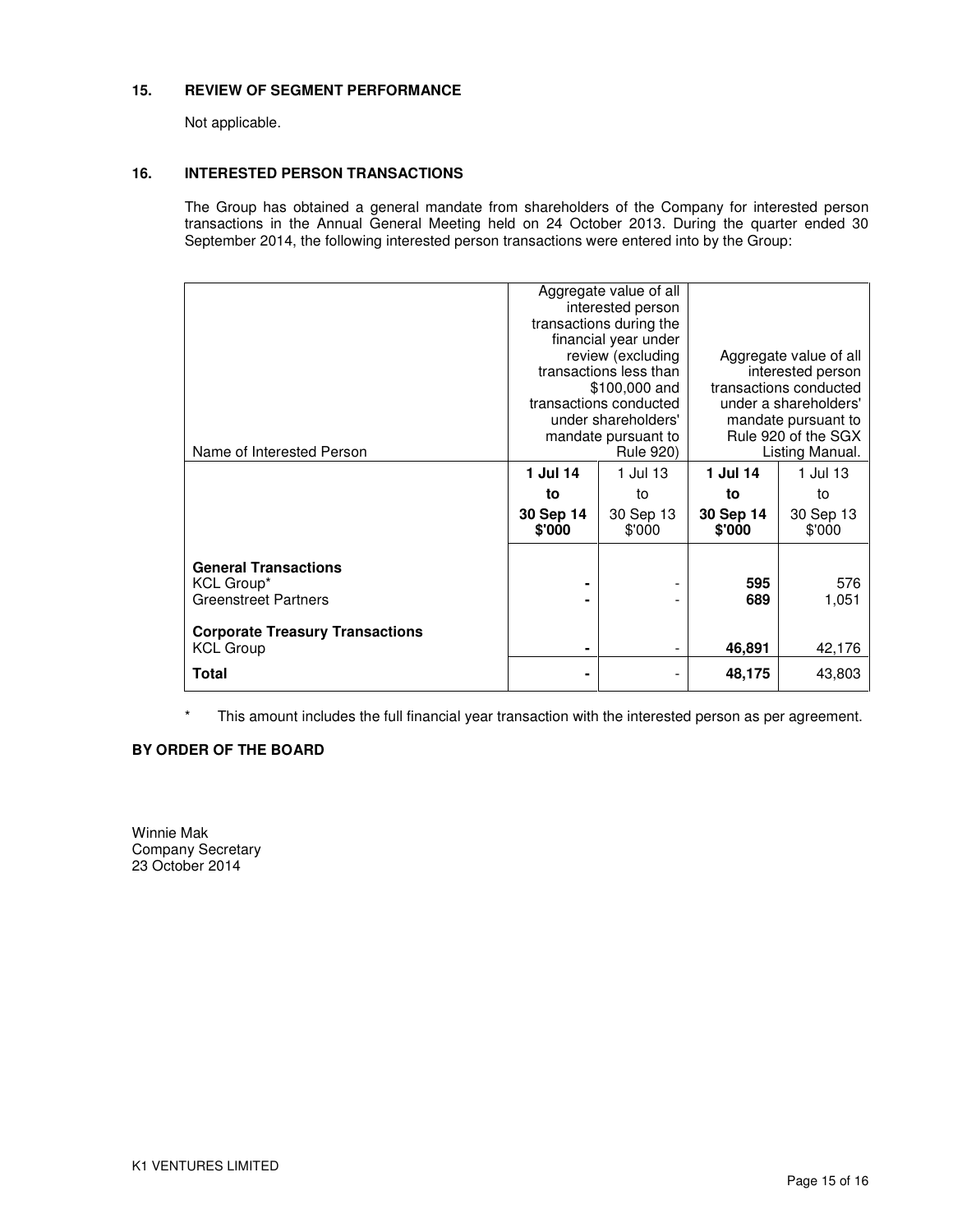## 15. REVIEW OF SEGMENT PERFORMANCE

Not applicable.

## 16. INTERESTED PERSON TRANSACTIONS

The Group has obtained a general mandate from shareholders of the Company for interested person transactions in the Annual General Meeting held on 24 October 2013. During the quarter ended 30 September 2014, the following interested person transactions were entered into by the Group:

| Name of Interested Person | Aggregate value of all interested person transactions during the financial year under review (excluding transactions less than $100,000 and transactions conducted under shareholders' mandate pursuant to Rule 920) | | Aggregate value of all interested person transactions conducted under a shareholders' mandate pursuant to Rule 920 of the SGX Listing Manual. | |
|---|---|---|---|---|
| | **1 Jul 14 to 30 Sep 14 $'000** | 1 Jul 13 to 30 Sep 13 $'000 | **1 Jul 14 to 30 Sep 14 $'000** | 1 Jul 13 to 30 Sep 13 $'000 |
| **General Transactions** | | | | |
| KCL Group* | **-** | - | **595** | 576 |
| Greenstreet Partners | **-** | - | **689** | 1,051 |
| **Corporate Treasury Transactions** | | | | |
| KCL Group | **-** | - | **46,891** | 42,176 |
| **Total** | **-** | - | **48,175** | 43,803 |

\* This amount includes the full financial year transaction with the interested person as per agreement.

**BY ORDER OF THE BOARD**

Winnie Mak
Company Secretary
23 October 2014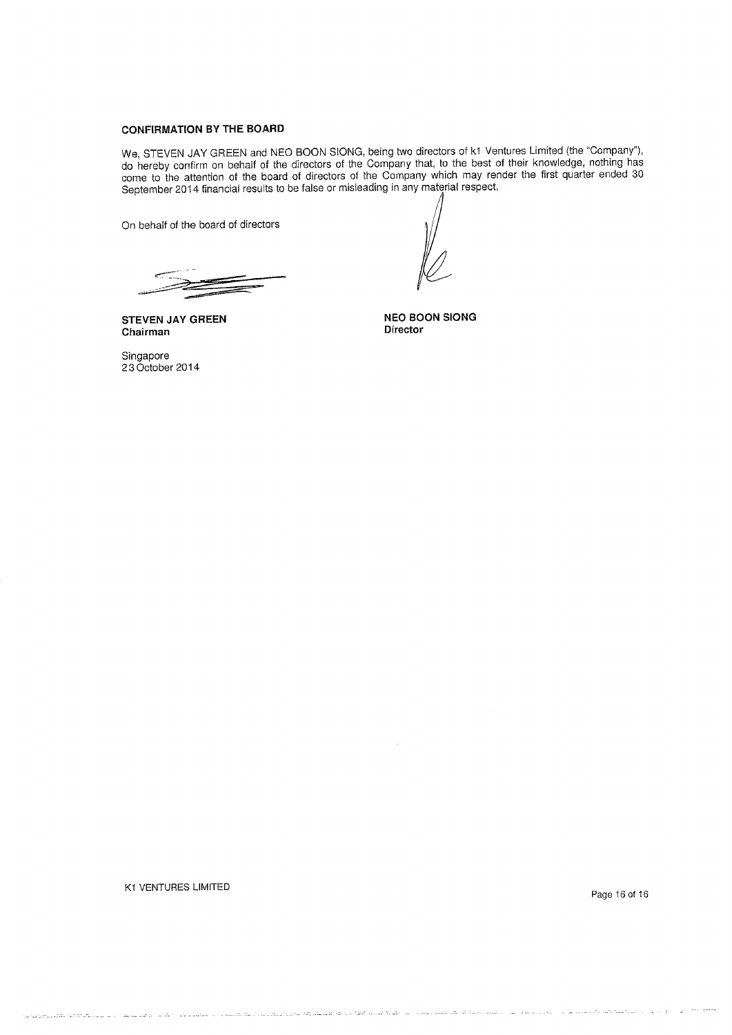**CONFIRMATION BY THE BOARD**

We, STEVEN JAY GREEN and NEO BOON SIONG, being two directors of k1 Ventures Limited (the "Company"), do hereby confirm on behalf of the directors of the Company that, to the best of their knowledge, nothing has come to the attention of the board of directors of the Company which may render the first quarter ended 30 September 2014 financial results to be false or misleading in any material respect.

On behalf of the board of directors

**STEVEN JAY GREEN**
**Chairman**

**NEO BOON SIONG**
**Director**

Singapore
23 October 2014